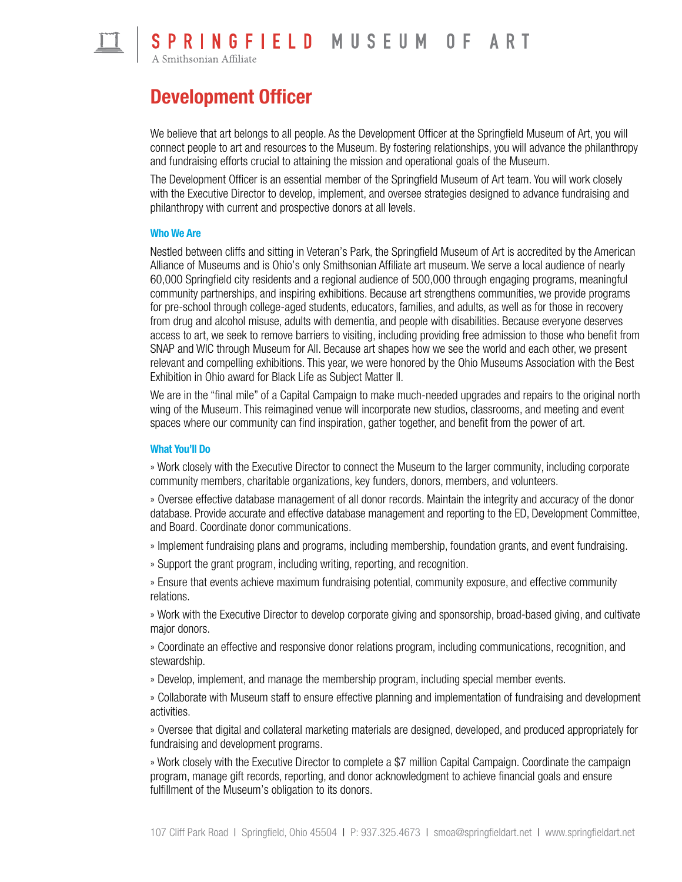# SPRINGFIELD MUSEUM OF ART

A Smithsonian Affiliate

## Development Officer

We believe that art belongs to all people. As the Development Officer at the Springfield Museum of Art, you will connect people to art and resources to the Museum. By fostering relationships, you will advance the philanthropy and fundraising efforts crucial to attaining the mission and operational goals of the Museum.

The Development Officer is an essential member of the Springfield Museum of Art team. You will work closely with the Executive Director to develop, implement, and oversee strategies designed to advance fundraising and philanthropy with current and prospective donors at all levels.

### Who We Are

Nestled between cliffs and sitting in Veteran's Park, the Springfield Museum of Art is accredited by the American Alliance of Museums and is Ohio's only Smithsonian Affiliate art museum. We serve a local audience of nearly 60,000 Springfield city residents and a regional audience of 500,000 through engaging programs, meaningful community partnerships, and inspiring exhibitions. Because art strengthens communities, we provide programs for pre-school through college-aged students, educators, families, and adults, as well as for those in recovery from drug and alcohol misuse, adults with dementia, and people with disabilities. Because everyone deserves access to art, we seek to remove barriers to visiting, including providing free admission to those who benefit from SNAP and WIC through Museum for All. Because art shapes how we see the world and each other, we present relevant and compelling exhibitions. This year, we were honored by the Ohio Museums Association with the Best Exhibition in Ohio award for Black Life as Subject Matter II.

We are in the "final mile" of a Capital Campaign to make much-needed upgrades and repairs to the original north wing of the Museum. This reimagined venue will incorporate new studios, classrooms, and meeting and event spaces where our community can find inspiration, gather together, and benefit from the power of art.

### What You'll Do

» Work closely with the Executive Director to connect the Museum to the larger community, including corporate community members, charitable organizations, key funders, donors, members, and volunteers.

» Oversee effective database management of all donor records. Maintain the integrity and accuracy of the donor database. Provide accurate and effective database management and reporting to the ED, Development Committee, and Board. Coordinate donor communications.

» Implement fundraising plans and programs, including membership, foundation grants, and event fundraising.

» Support the grant program, including writing, reporting, and recognition.

» Ensure that events achieve maximum fundraising potential, community exposure, and effective community relations.

» Work with the Executive Director to develop corporate giving and sponsorship, broad-based giving, and cultivate major donors.

» Coordinate an effective and responsive donor relations program, including communications, recognition, and stewardship.

» Develop, implement, and manage the membership program, including special member events.

» Collaborate with Museum staff to ensure effective planning and implementation of fundraising and development activities.

» Oversee that digital and collateral marketing materials are designed, developed, and produced appropriately for fundraising and development programs.

» Work closely with the Executive Director to complete a $7 million Capital Campaign. Coordinate the campaign program, manage gift records, reporting, and donor acknowledgment to achieve financial goals and ensure fulfillment of the Museum's obligation to its donors.

107 Cliff Park Road | Springfield, Ohio 45504 | P: 937.325.4673 | smoa@springfieldart.net | www.springfieldart.net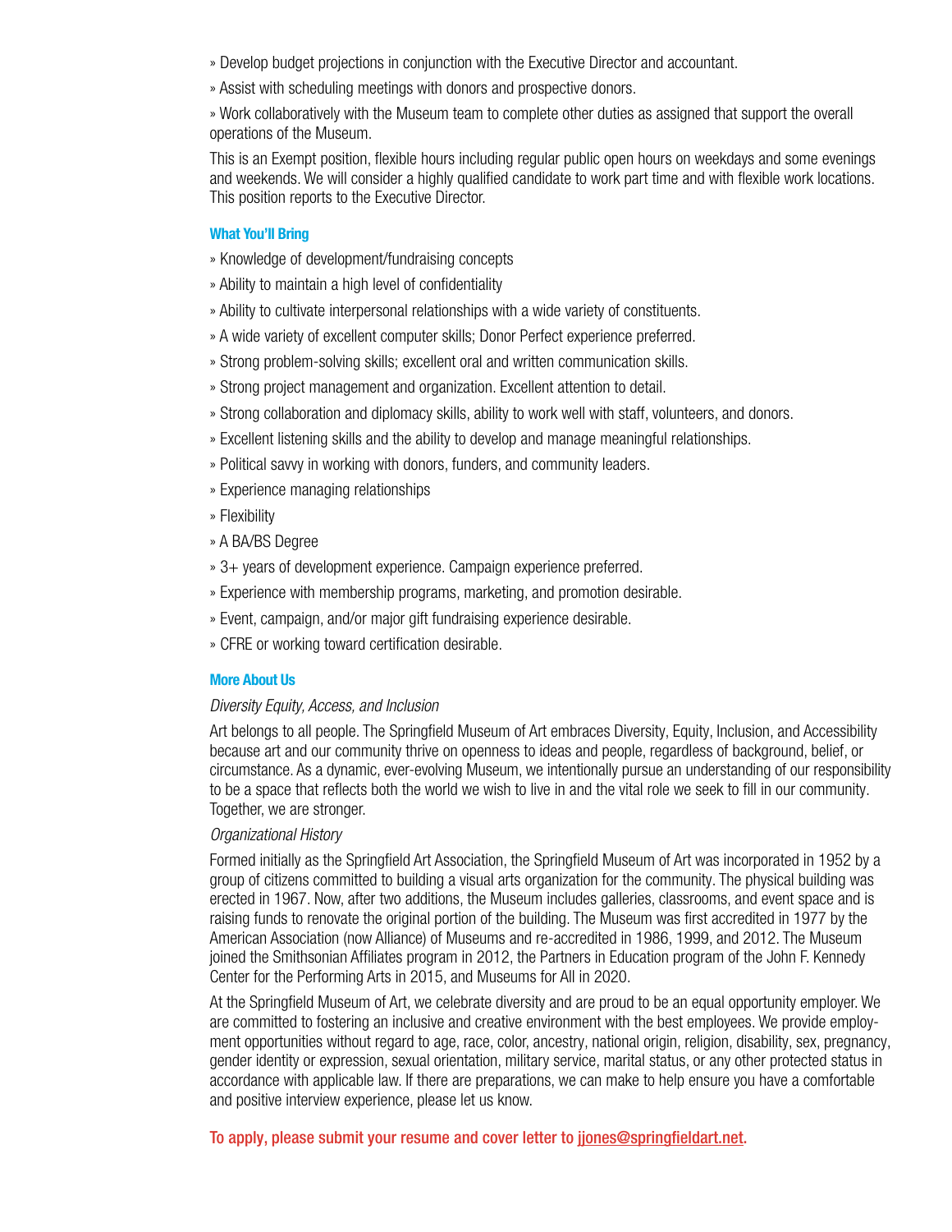» Develop budget projections in conjunction with the Executive Director and accountant.

» Assist with scheduling meetings with donors and prospective donors.

» Work collaboratively with the Museum team to complete other duties as assigned that support the overall operations of the Museum.

This is an Exempt position, flexible hours including regular public open hours on weekdays and some evenings and weekends. We will consider a highly qualified candidate to work part time and with flexible work locations. This position reports to the Executive Director.

### What You'll Bring

» Knowledge of development/fundraising concepts

» Ability to maintain a high level of confidentiality

» Ability to cultivate interpersonal relationships with a wide variety of constituents.

» A wide variety of excellent computer skills; Donor Perfect experience preferred.

» Strong problem-solving skills; excellent oral and written communication skills.

» Strong project management and organization. Excellent attention to detail.

» Strong collaboration and diplomacy skills, ability to work well with staff, volunteers, and donors.

» Excellent listening skills and the ability to develop and manage meaningful relationships.

» Political savvy in working with donors, funders, and community leaders.

» Experience managing relationships

» Flexibility

» A BA/BS Degree

» 3+ years of development experience. Campaign experience preferred.

» Experience with membership programs, marketing, and promotion desirable.

» Event, campaign, and/or major gift fundraising experience desirable.

» CFRE or working toward certification desirable.

### More About Us

*Diversity Equity, Access, and Inclusion*

Art belongs to all people. The Springfield Museum of Art embraces Diversity, Equity, Inclusion, and Accessibility because art and our community thrive on openness to ideas and people, regardless of background, belief, or circumstance. As a dynamic, ever-evolving Museum, we intentionally pursue an understanding of our responsibility to be a space that reflects both the world we wish to live in and the vital role we seek to fill in our community. Together, we are stronger.

*Organizational History*

Formed initially as the Springfield Art Association, the Springfield Museum of Art was incorporated in 1952 by a group of citizens committed to building a visual arts organization for the community. The physical building was erected in 1967. Now, after two additions, the Museum includes galleries, classrooms, and event space and is raising funds to renovate the original portion of the building. The Museum was first accredited in 1977 by the American Association (now Alliance) of Museums and re-accredited in 1986, 1999, and 2012. The Museum joined the Smithsonian Affiliates program in 2012, the Partners in Education program of the John F. Kennedy Center for the Performing Arts in 2015, and Museums for All in 2020.

At the Springfield Museum of Art, we celebrate diversity and are proud to be an equal opportunity employer. We are committed to fostering an inclusive and creative environment with the best employees. We provide employment opportunities without regard to age, race, color, ancestry, national origin, religion, disability, sex, pregnancy, gender identity or expression, sexual orientation, military service, marital status, or any other protected status in accordance with applicable law. If there are preparations, we can make to help ensure you have a comfortable and positive interview experience, please let us know.

To apply, please submit your resume and cover letter to jjones@springfieldart.net.